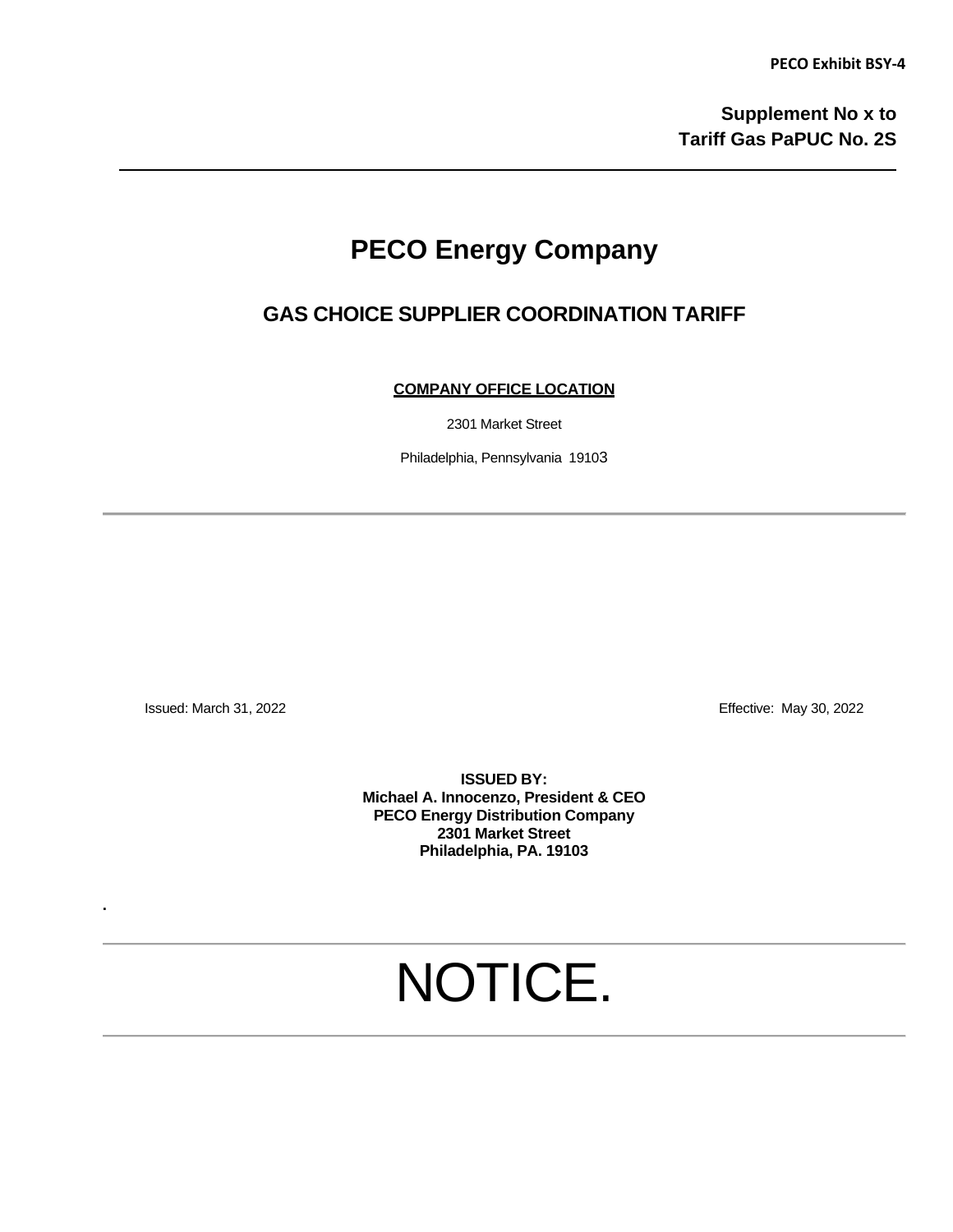**PECO Exhibit BSY-4**

**Supplement No x to**
**Tariff Gas PaPUC No. 2S**

# PECO Energy Company

## GAS CHOICE SUPPLIER COORDINATION TARIFF

**COMPANY OFFICE LOCATION**

2301 Market Street

Philadelphia, Pennsylvania 19103

Issued: March 31, 2022

Effective: May 30, 2022

**ISSUED BY:**
**Michael A. Innocenzo, President & CEO**
**PECO Energy Distribution Company**
**2301 Market Street**
**Philadelphia, PA. 19103**

.

NOTICE.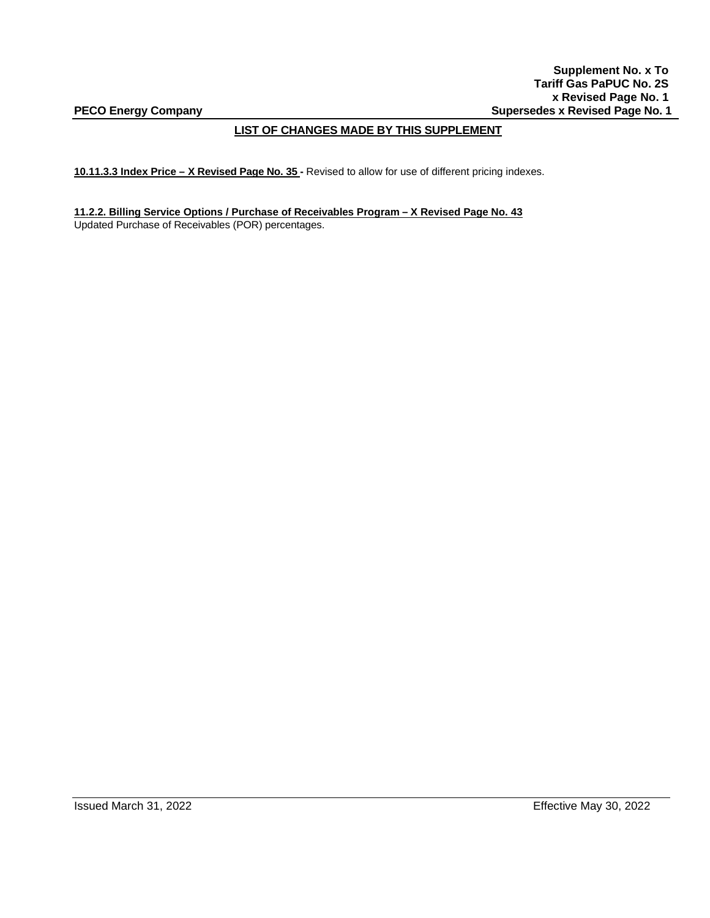**Supplement No. x To**
**Tariff Gas PaPUC No. 2S**
**x Revised Page No. 1**
**PECO Energy Company** **Supersedes x Revised Page No. 1**

## LIST OF CHANGES MADE BY THIS SUPPLEMENT

**10.11.3.3 Index Price – X Revised Page No. 35 -** Revised to allow for use of different pricing indexes.

**11.2.2. Billing Service Options / Purchase of Receivables Program – X Revised Page No. 43**
Updated Purchase of Receivables (POR) percentages.

Issued March 31, 2022 Effective May 30, 2022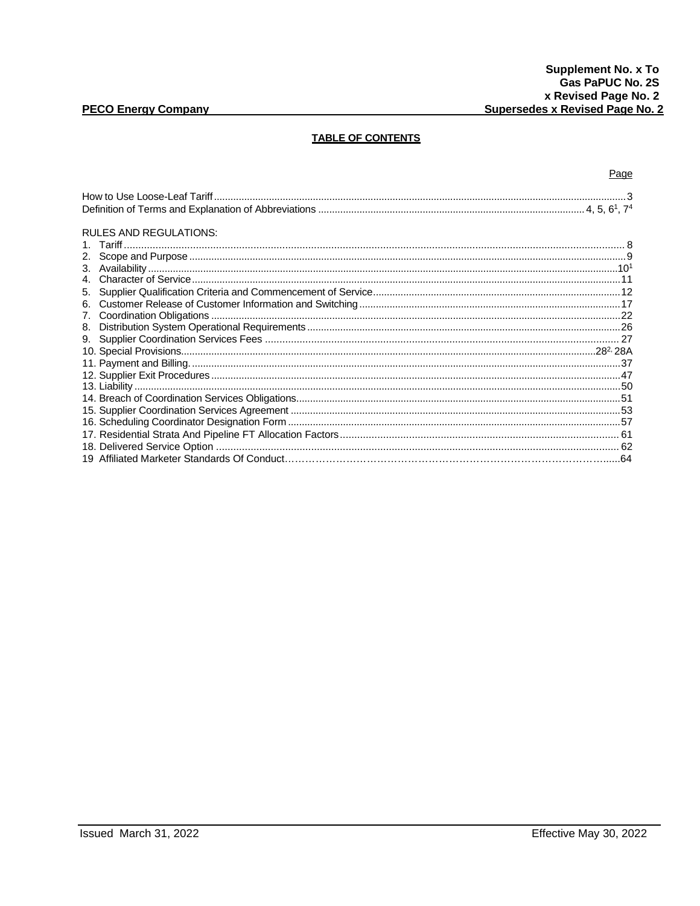**Supplement No. x To**
**Gas PaPUC No. 2S**
**x Revised Page No. 2**
**PECO Energy Company** **Supersedes x Revised Page No. 2**

## TABLE OF CONTENTS

| | Page |
|---|---|
| How to Use Loose-Leaf Tariff | 3 |
| Definition of Terms and Explanation of Abbreviations | 4, 5, 6[1], 7[4] |
| RULES AND REGULATIONS: | |
| 1. Tariff | 8 |
| 2. Scope and Purpose | 9 |
| 3. Availability | 10[1] |
| 4. Character of Service | 11 |
| 5. Supplier Qualification Criteria and Commencement of Service | 12 |
| 6. Customer Release of Customer Information and Switching | 17 |
| 7. Coordination Obligations | 22 |
| 8. Distribution System Operational Requirements | 26 |
| 9. Supplier Coordination Services Fees | 27 |
| 10. Special Provisions | 28[2], 28A |
| 11. Payment and Billing | 37 |
| 12. Supplier Exit Procedures | 47 |
| 13. Liability | 50 |
| 14. Breach of Coordination Services Obligations | 51 |
| 15. Supplier Coordination Services Agreement | 53 |
| 16. Scheduling Coordinator Designation Form | 57 |
| 17. Residential Strata And Pipeline FT Allocation Factors | 61 |
| 18. Delivered Service Option | 62 |
| 19 Affiliated Marketer Standards Of Conduct | 64 |

Issued March 31, 2022 Effective May 30, 2022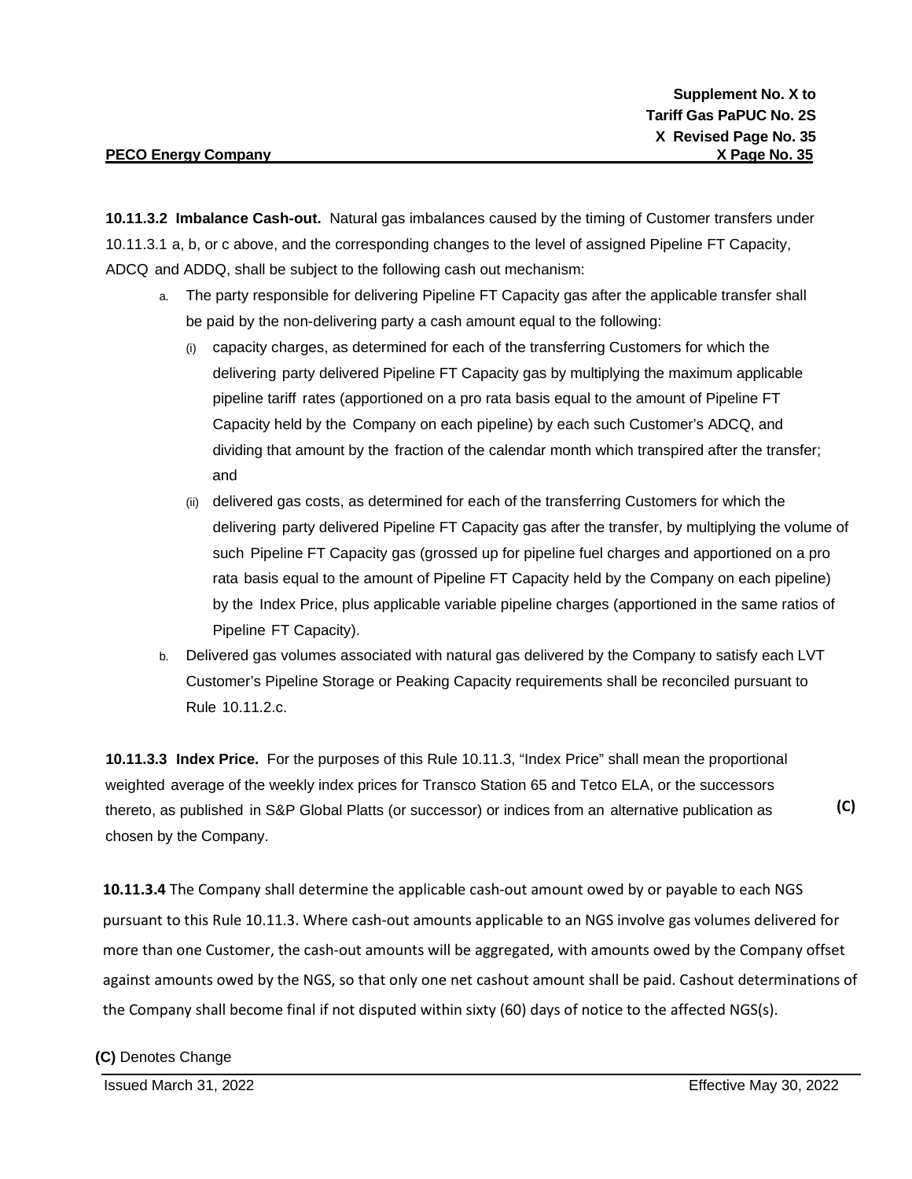**10.11.3.2 Imbalance Cash-out.** Natural gas imbalances caused by the timing of Customer transfers under 10.11.3.1 a, b, or c above, and the corresponding changes to the level of assigned Pipeline FT Capacity, ADCQ and ADDQ, shall be subject to the following cash out mechanism:

a. The party responsible for delivering Pipeline FT Capacity gas after the applicable transfer shall be paid by the non-delivering party a cash amount equal to the following:

   (i) capacity charges, as determined for each of the transferring Customers for which the delivering party delivered Pipeline FT Capacity gas by multiplying the maximum applicable pipeline tariff rates (apportioned on a pro rata basis equal to the amount of Pipeline FT Capacity held by the Company on each pipeline) by each such Customer's ADCQ, and dividing that amount by the fraction of the calendar month which transpired after the transfer; and

   (ii) delivered gas costs, as determined for each of the transferring Customers for which the delivering party delivered Pipeline FT Capacity gas after the transfer, by multiplying the volume of such Pipeline FT Capacity gas (grossed up for pipeline fuel charges and apportioned on a pro rata basis equal to the amount of Pipeline FT Capacity held by the Company on each pipeline) by the Index Price, plus applicable variable pipeline charges (apportioned in the same ratios of Pipeline FT Capacity).

b. Delivered gas volumes associated with natural gas delivered by the Company to satisfy each LVT Customer's Pipeline Storage or Peaking Capacity requirements shall be reconciled pursuant to Rule 10.11.2.c.

**10.11.3.3 Index Price.** For the purposes of this Rule 10.11.3, "Index Price" shall mean the proportional weighted average of the weekly index prices for Transco Station 65 and Tetco ELA, or the successors thereto, as published in S&P Global Platts (or successor) or indices from an alternative publication as chosen by the Company. **(C)**

**10.11.3.4** The Company shall determine the applicable cash-out amount owed by or payable to each NGS pursuant to this Rule 10.11.3. Where cash-out amounts applicable to an NGS involve gas volumes delivered for more than one Customer, the cash-out amounts will be aggregated, with amounts owed by the Company offset against amounts owed by the NGS, so that only one net cashout amount shall be paid. Cashout determinations of the Company shall become final if not disputed within sixty (60) days of notice to the affected NGS(s).

**(C)** Denotes Change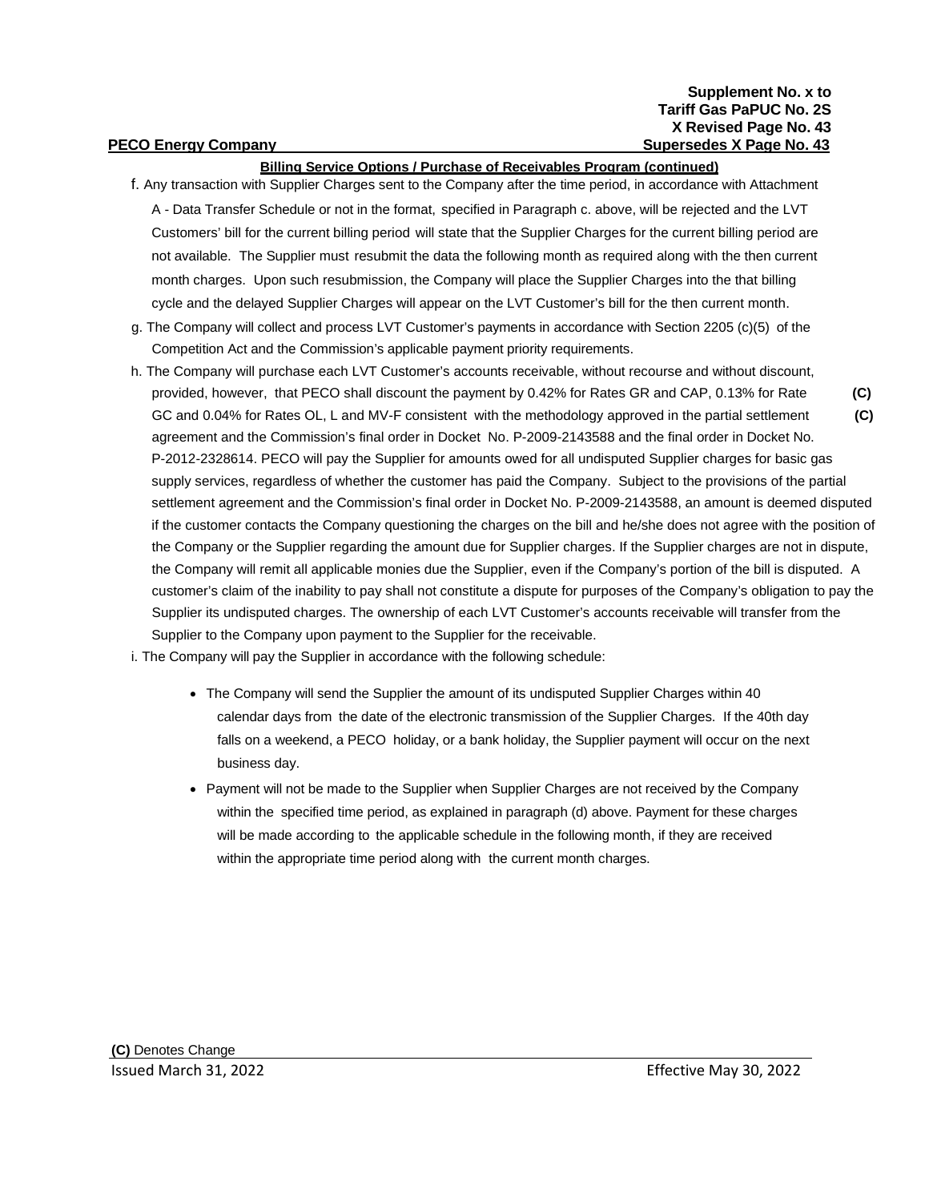**Billing Service Options / Purchase of Receivables Program (continued)**

f. Any transaction with Supplier Charges sent to the Company after the time period, in accordance with Attachment A - Data Transfer Schedule or not in the format, specified in Paragraph c. above, will be rejected and the LVT Customers' bill for the current billing period will state that the Supplier Charges for the current billing period are not available. The Supplier must resubmit the data the following month as required along with the then current month charges. Upon such resubmission, the Company will place the Supplier Charges into the that billing cycle and the delayed Supplier Charges will appear on the LVT Customer's bill for the then current month.

g. The Company will collect and process LVT Customer's payments in accordance with Section 2205 (c)(5) of the Competition Act and the Commission's applicable payment priority requirements.

h. The Company will purchase each LVT Customer's accounts receivable, without recourse and without discount, provided, however, that PECO shall discount the payment by 0.42% for Rates GR and CAP, 0.13% for Rate GC and 0.04% for Rates OL, L and MV-F consistent with the methodology approved in the partial settlement agreement and the Commission's final order in Docket No. P-2009-2143588 and the final order in Docket No. P-2012-2328614. PECO will pay the Supplier for amounts owed for all undisputed Supplier charges for basic gas supply services, regardless of whether the customer has paid the Company. Subject to the provisions of the partial settlement agreement and the Commission's final order in Docket No. P-2009-2143588, an amount is deemed disputed if the customer contacts the Company questioning the charges on the bill and he/she does not agree with the position of the Company or the Supplier regarding the amount due for Supplier charges. If the Supplier charges are not in dispute, the Company will remit all applicable monies due the Supplier, even if the Company's portion of the bill is disputed. A customer's claim of the inability to pay shall not constitute a dispute for purposes of the Company's obligation to pay the Supplier its undisputed charges. The ownership of each LVT Customer's accounts receivable will transfer from the Supplier to the Company upon payment to the Supplier for the receivable. **(C)** **(C)**

i. The Company will pay the Supplier in accordance with the following schedule:

- The Company will send the Supplier the amount of its undisputed Supplier Charges within 40 calendar days from the date of the electronic transmission of the Supplier Charges. If the 40th day falls on a weekend, a PECO holiday, or a bank holiday, the Supplier payment will occur on the next business day.
- Payment will not be made to the Supplier when Supplier Charges are not received by the Company within the specified time period, as explained in paragraph (d) above. Payment for these charges will be made according to the applicable schedule in the following month, if they are received within the appropriate time period along with the current month charges.

**(C)** Denotes Change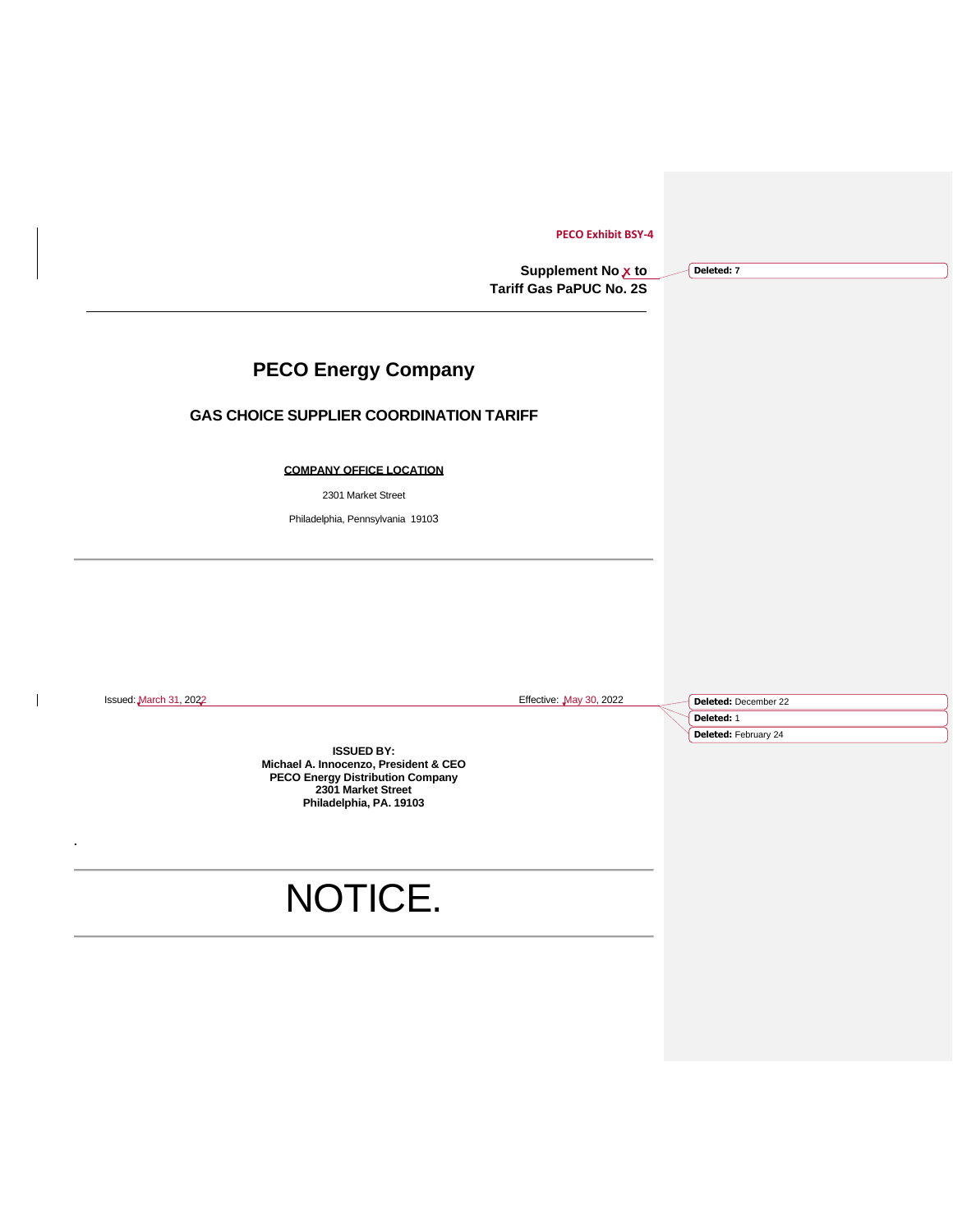PECO Exhibit BSY-4

**Supplement No x to**
**Tariff Gas PaPUC No. 2S**

Deleted: 7

---

# PECO Energy Company

## GAS CHOICE SUPPLIER COORDINATION TARIFF

**COMPANY OFFICE LOCATION**

2301 Market Street

Philadelphia, Pennsylvania 19103

---

Issued: March 31, 2022 Effective: May 30, 2022

Deleted: December 22

Deleted: 1

Deleted: February 24

**ISSUED BY:**
**Michael A. Innocenzo, President & CEO**
**PECO Energy Distribution Company**
**2301 Market Street**
**Philadelphia, PA. 19103**

---

# NOTICE.

---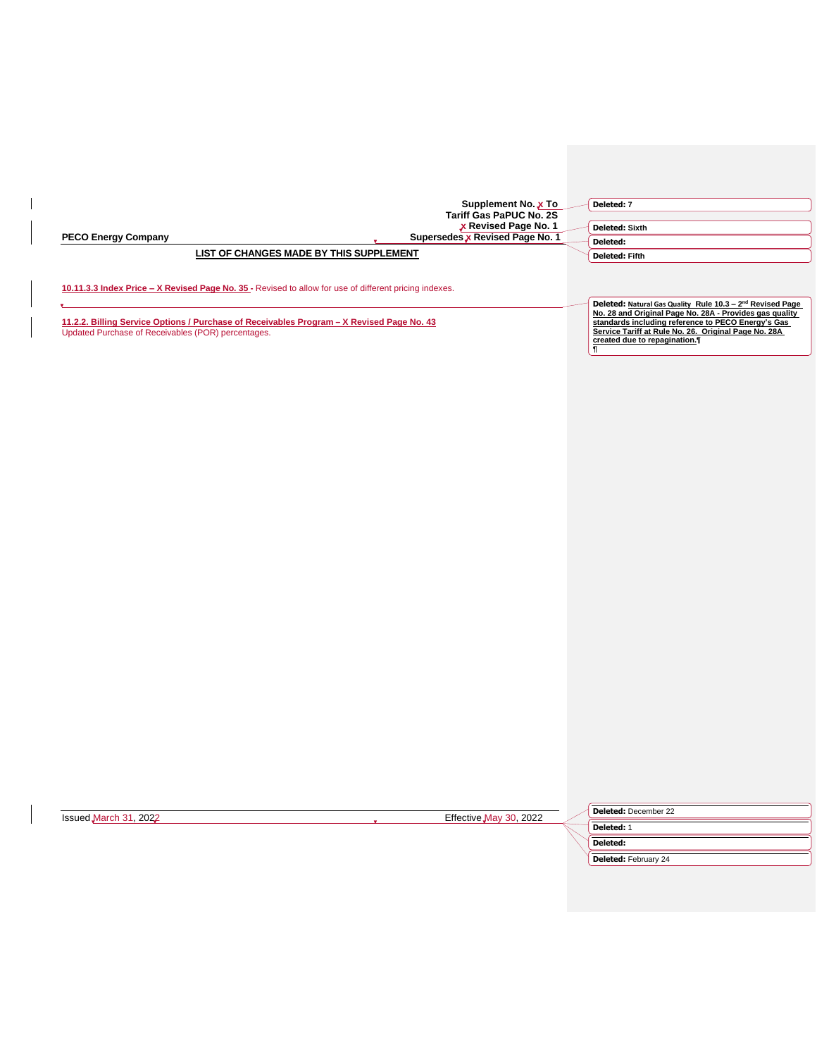Supplement No. X To
Tariff Gas PaPUC No. 2S
X Revised Page No. 1
**PECO Energy Company** Supersedes X Revised Page No. 1

**LIST OF CHANGES MADE BY THIS SUPPLEMENT**

**10.11.3.3 Index Price – X Revised Page No. 35** - Revised to allow for use of different pricing indexes.

**11.2.2. Billing Service Options / Purchase of Receivables Program – X Revised Page No. 43**
Updated Purchase of Receivables (POR) percentages.

Issued March 31, 2022 Effective May 30, 2022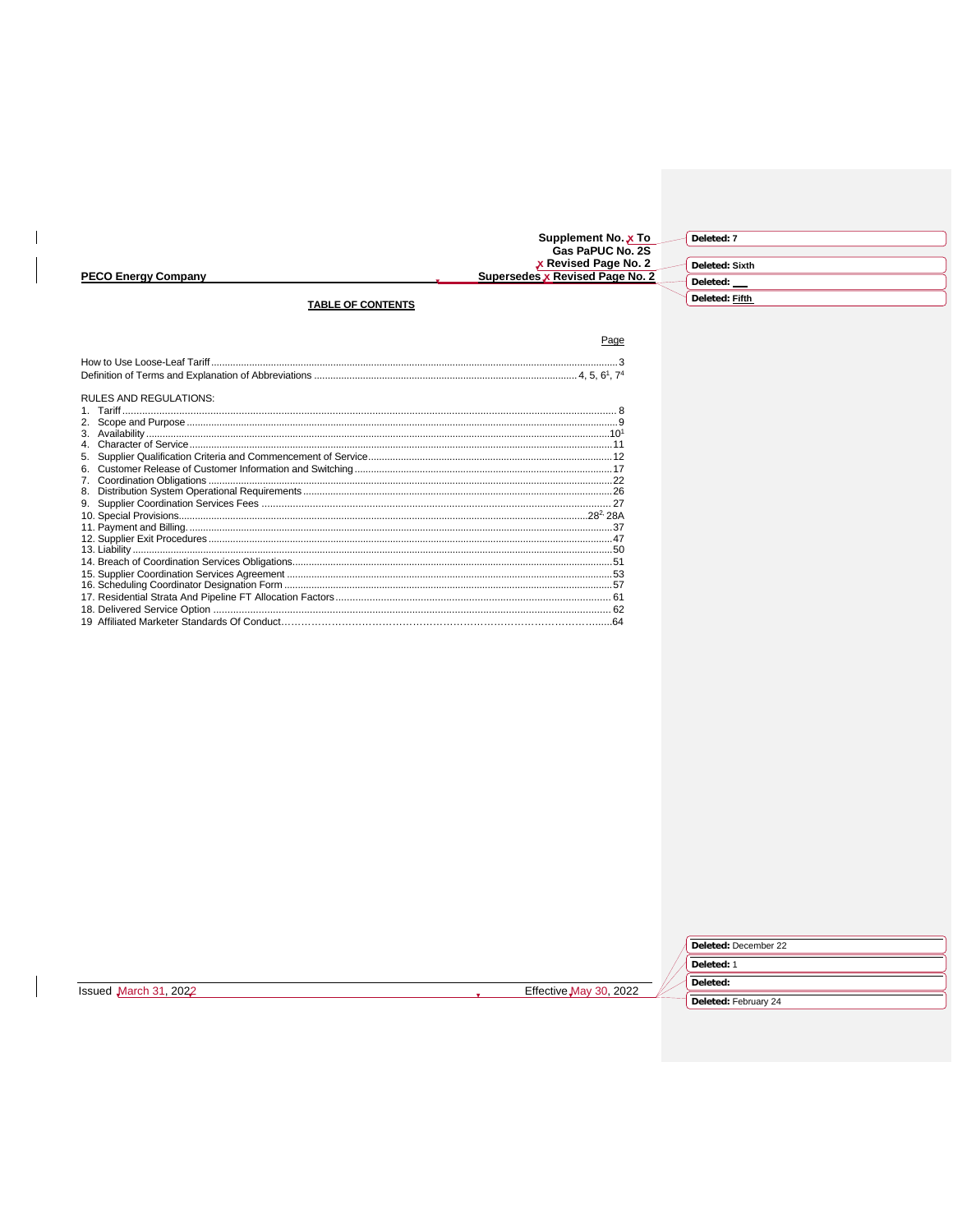Supplement No. x To
Gas PaPUC No. 2S
x Revised Page No. 2
**PECO Energy Company** Supersedes x Revised Page No. 2

Deleted: 7
Deleted: Sixth
Deleted:
Deleted: Fifth

## TABLE OF CONTENTS

| | Page |
|---|---|
| How to Use Loose-Leaf Tariff | 3 |
| Definition of Terms and Explanation of Abbreviations | 4, 5, 6[1], 7[4] |
| RULES AND REGULATIONS: | |
| 1. Tariff | 8 |
| 2. Scope and Purpose | 9 |
| 3. Availability | 10[1] |
| 4. Character of Service | 11 |
| 5. Supplier Qualification Criteria and Commencement of Service | 12 |
| 6. Customer Release of Customer Information and Switching | 17 |
| 7. Coordination Obligations | 22 |
| 8. Distribution System Operational Requirements | 26 |
| 9. Supplier Coordination Services Fees | 27 |
| 10. Special Provisions | 28[2], 28A |
| 11. Payment and Billing | 37 |
| 12. Supplier Exit Procedures | 47 |
| 13. Liability | 50 |
| 14. Breach of Coordination Services Obligations | 51 |
| 15. Supplier Coordination Services Agreement | 53 |
| 16. Scheduling Coordinator Designation Form | 57 |
| 17. Residential Strata And Pipeline FT Allocation Factors | 61 |
| 18. Delivered Service Option | 62 |
| 19 Affiliated Marketer Standards Of Conduct | 64 |

Issued March 31, 2022 Effective May 30, 2022

Deleted: December 22
Deleted: 1
Deleted:
Deleted: February 24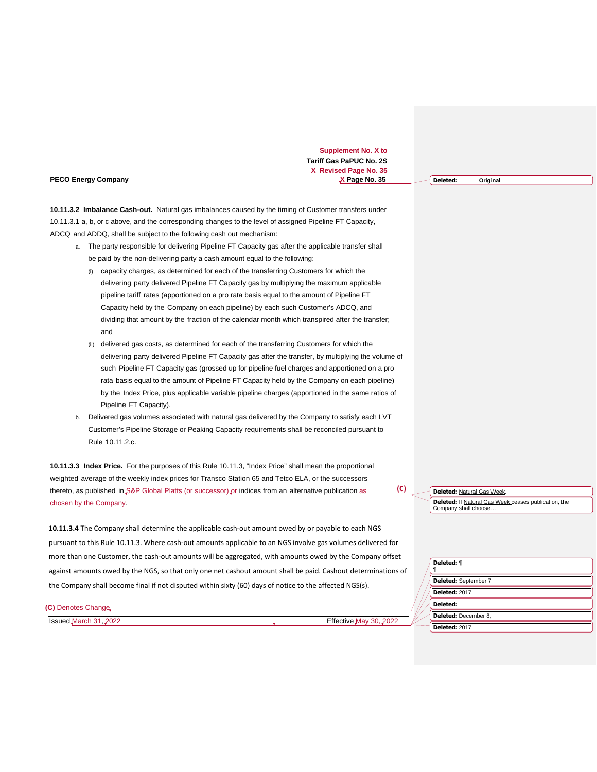Supplement No. X to
Tariff Gas PaPUC No. 2S
X Revised Page No. 35

**PECO Energy Company** X Page No. 35

**10.11.3.2 Imbalance Cash-out.** Natural gas imbalances caused by the timing of Customer transfers under 10.11.3.1 a, b, or c above, and the corresponding changes to the level of assigned Pipeline FT Capacity, ADCQ and ADDQ, shall be subject to the following cash out mechanism:

a. The party responsible for delivering Pipeline FT Capacity gas after the applicable transfer shall be paid by the non-delivering party a cash amount equal to the following:

   (i) capacity charges, as determined for each of the transferring Customers for which the delivering party delivered Pipeline FT Capacity gas by multiplying the maximum applicable pipeline tariff rates (apportioned on a pro rata basis equal to the amount of Pipeline FT Capacity held by the Company on each pipeline) by each such Customer's ADCQ, and dividing that amount by the fraction of the calendar month which transpired after the transfer; and

   (ii) delivered gas costs, as determined for each of the transferring Customers for which the delivering party delivered Pipeline FT Capacity gas after the transfer, by multiplying the volume of such Pipeline FT Capacity gas (grossed up for pipeline fuel charges and apportioned on a pro rata basis equal to the amount of Pipeline FT Capacity held by the Company on each pipeline) by the Index Price, plus applicable variable pipeline charges (apportioned in the same ratios of Pipeline FT Capacity).

b. Delivered gas volumes associated with natural gas delivered by the Company to satisfy each LVT Customer's Pipeline Storage or Peaking Capacity requirements shall be reconciled pursuant to Rule 10.11.2.c.

**10.11.3.3 Index Price.** For the purposes of this Rule 10.11.3, "Index Price" shall mean the proportional weighted average of the weekly index prices for Transco Station 65 and Tetco ELA, or the successors thereto, as published in S&P Global Platts (or successor) or indices from an alternative publication as chosen by the Company. **(C)**

**10.11.3.4** The Company shall determine the applicable cash-out amount owed by or payable to each NGS pursuant to this Rule 10.11.3. Where cash-out amounts applicable to an NGS involve gas volumes delivered for more than one Customer, the cash-out amounts will be aggregated, with amounts owed by the Company offset against amounts owed by the NGS, so that only one net cashout amount shall be paid. Cashout determinations of the Company shall become final if not disputed within sixty (60) days of notice to the affected NGS(s).

**(C)** Denotes Change

Issued March 31, 2022 Effective May 30, 2022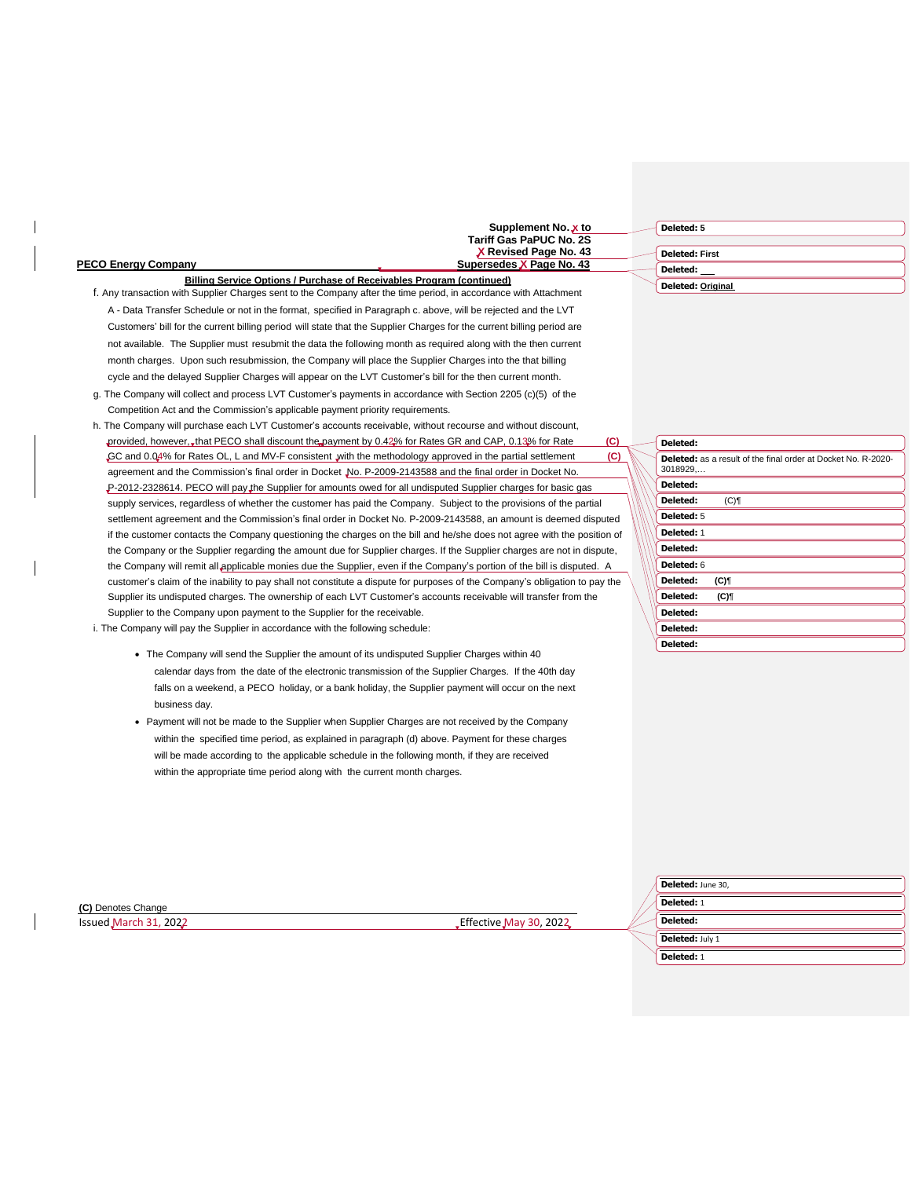Supplement No. x to
Tariff Gas PaPUC No. 2S
X Revised Page No. 43
Supersedes X Page No. 43

**PECO Energy Company**

**Billing Service Options / Purchase of Receivables Program (continued)**

f. Any transaction with Supplier Charges sent to the Company after the time period, in accordance with Attachment A - Data Transfer Schedule or not in the format, specified in Paragraph c. above, will be rejected and the LVT Customers' bill for the current billing period will state that the Supplier Charges for the current billing period are not available. The Supplier must resubmit the data the following month as required along with the then current month charges. Upon such resubmission, the Company will place the Supplier Charges into the that billing cycle and the delayed Supplier Charges will appear on the LVT Customer's bill for the then current month.

g. The Company will collect and process LVT Customer's payments in accordance with Section 2205 (c)(5) of the Competition Act and the Commission's applicable payment priority requirements.

h. The Company will purchase each LVT Customer's accounts receivable, without recourse and without discount, provided, however, that PECO shall discount the payment by 0.42% for Rates GR and CAP, 0.13% for Rate GC and 0.04% for Rates OL, L and MV-F consistent with the methodology approved in the partial settlement agreement and the Commission's final order in Docket No. P-2009-2143588 and the final order in Docket No. P-2012-2328614. PECO will pay the Supplier for amounts owed for all undisputed Supplier charges for basic gas supply services, regardless of whether the customer has paid the Company. Subject to the provisions of the partial settlement agreement and the Commission's final order in Docket No. P-2009-2143588, an amount is deemed disputed if the customer contacts the Company questioning the charges on the bill and he/she does not agree with the position of the Company or the Supplier regarding the amount due for Supplier charges. If the Supplier charges are not in dispute, the Company will remit all applicable monies due the Supplier, even if the Company's portion of the bill is disputed. A customer's claim of the inability to pay shall not constitute a dispute for purposes of the Company's obligation to pay the Supplier its undisputed charges. The ownership of each LVT Customer's accounts receivable will transfer from the Supplier to the Company upon payment to the Supplier for the receivable. **(C)** **(C)**

i. The Company will pay the Supplier in accordance with the following schedule:

- The Company will send the Supplier the amount of its undisputed Supplier Charges within 40 calendar days from the date of the electronic transmission of the Supplier Charges. If the 40th day falls on a weekend, a PECO holiday, or a bank holiday, the Supplier payment will occur on the next business day.
- Payment will not be made to the Supplier when Supplier Charges are not received by the Company within the specified time period, as explained in paragraph (d) above. Payment for these charges will be made according to the applicable schedule in the following month, if they are received within the appropriate time period along with the current month charges.

**(C)** Denotes Change

Issued March 31, 2022 Effective May 30, 2022